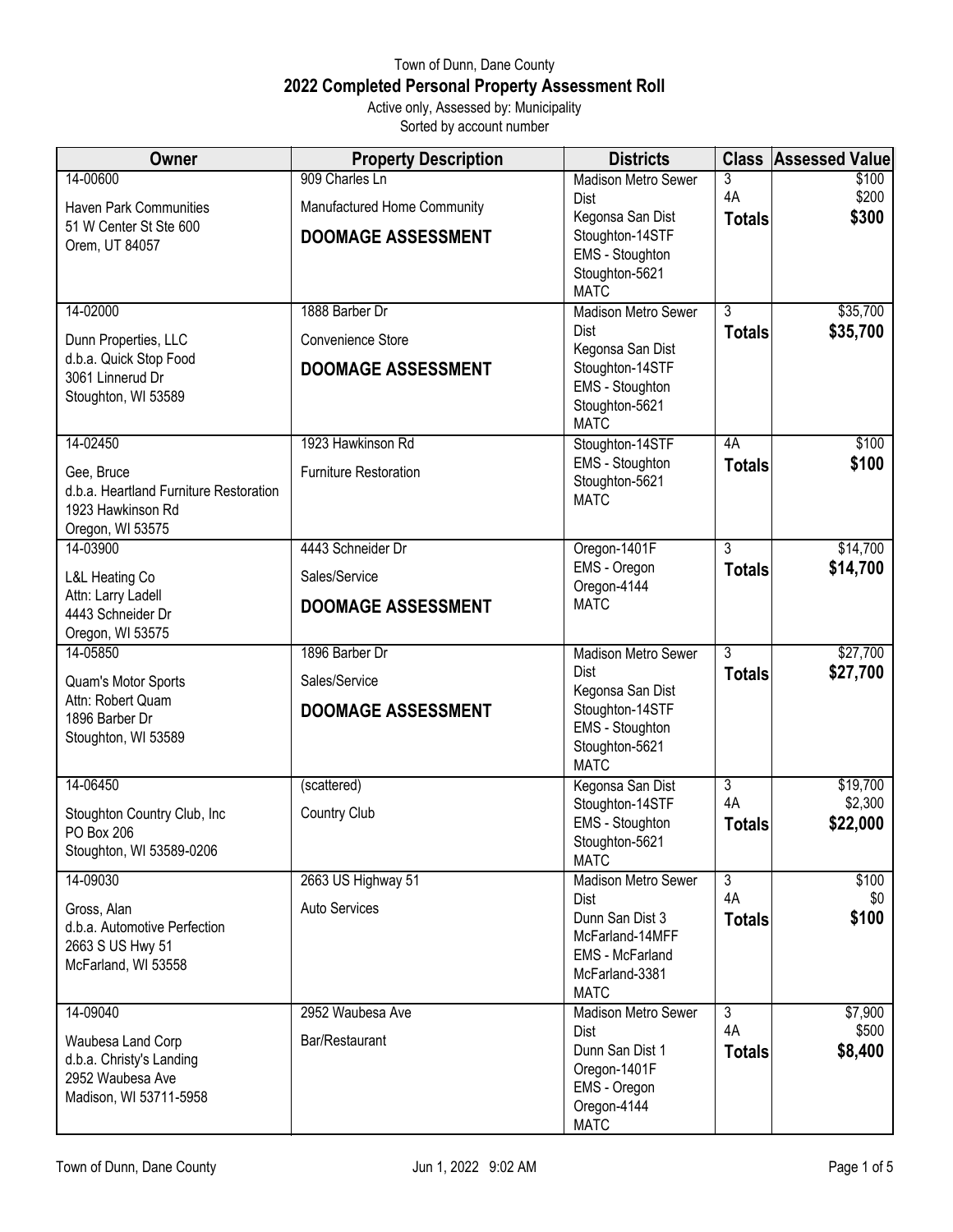Town of Dunn, Dane County

# 2022 Completed Personal Property Assessment Roll

Active only, Assessed by: Municipality

Sorted by account number

| Owner | Property Description | Districts | Class | Assessed Value |
|---|---|---|---|---|
| 14-00600<br>Haven Park Communities<br>51 W Center St Ste 600<br>Orem, UT 84057 | 909 Charles Ln<br>Manufactured Home Community<br>**DOOMAGE ASSESSMENT** | Madison Metro Sewer Dist<br>Kegonsa San Dist<br>Stoughton-14STF<br>EMS - Stoughton<br>Stoughton-5621<br>MATC | 3<br>4A<br>**Totals** | $100<br>$200<br>**$300** |
| 14-02000<br>Dunn Properties, LLC<br>d.b.a. Quick Stop Food<br>3061 Linnerud Dr<br>Stoughton, WI 53589 | 1888 Barber Dr<br>Convenience Store<br>**DOOMAGE ASSESSMENT** | Madison Metro Sewer Dist<br>Kegonsa San Dist<br>Stoughton-14STF<br>EMS - Stoughton<br>Stoughton-5621<br>MATC | 3<br>**Totals** | $35,700<br>**$35,700** |
| 14-02450<br>Gee, Bruce<br>d.b.a. Heartland Furniture Restoration<br>1923 Hawkinson Rd<br>Oregon, WI 53575 | 1923 Hawkinson Rd<br>Furniture Restoration | Stoughton-14STF<br>EMS - Stoughton<br>Stoughton-5621<br>MATC | 4A<br>**Totals** | $100<br>**$100** |
| 14-03900<br>L&L Heating Co<br>Attn: Larry Ladell<br>4443 Schneider Dr<br>Oregon, WI 53575 | 4443 Schneider Dr<br>Sales/Service<br>**DOOMAGE ASSESSMENT** | Oregon-1401F<br>EMS - Oregon<br>Oregon-4144<br>MATC | 3<br>**Totals** | $14,700<br>**$14,700** |
| 14-05850<br>Quam's Motor Sports<br>Attn: Robert Quam<br>1896 Barber Dr<br>Stoughton, WI 53589 | 1896 Barber Dr<br>Sales/Service<br>**DOOMAGE ASSESSMENT** | Madison Metro Sewer Dist<br>Kegonsa San Dist<br>Stoughton-14STF<br>EMS - Stoughton<br>Stoughton-5621<br>MATC | 3<br>**Totals** | $27,700<br>**$27,700** |
| 14-06450<br>Stoughton Country Club, Inc<br>PO Box 206<br>Stoughton, WI 53589-0206 | (scattered)<br>Country Club | Kegonsa San Dist<br>Stoughton-14STF<br>EMS - Stoughton<br>Stoughton-5621<br>MATC | 3<br>4A<br>**Totals** | $19,700<br>$2,300<br>**$22,000** |
| 14-09030<br>Gross, Alan<br>d.b.a. Automotive Perfection<br>2663 S US Hwy 51<br>McFarland, WI 53558 | 2663 US Highway 51<br>Auto Services | Madison Metro Sewer Dist<br>Dunn San Dist 3<br>McFarland-14MFF<br>EMS - McFarland<br>McFarland-3381<br>MATC | 3<br>4A<br>**Totals** | $100<br>$0<br>**$100** |
| 14-09040<br>Waubesa Land Corp<br>d.b.a. Christy's Landing<br>2952 Waubesa Ave<br>Madison, WI 53711-5958 | 2952 Waubesa Ave<br>Bar/Restaurant | Madison Metro Sewer Dist<br>Dunn San Dist 1<br>Oregon-1401F<br>EMS - Oregon<br>Oregon-4144<br>MATC | 3<br>4A<br>**Totals** | $7,900<br>$500<br>**$8,400** |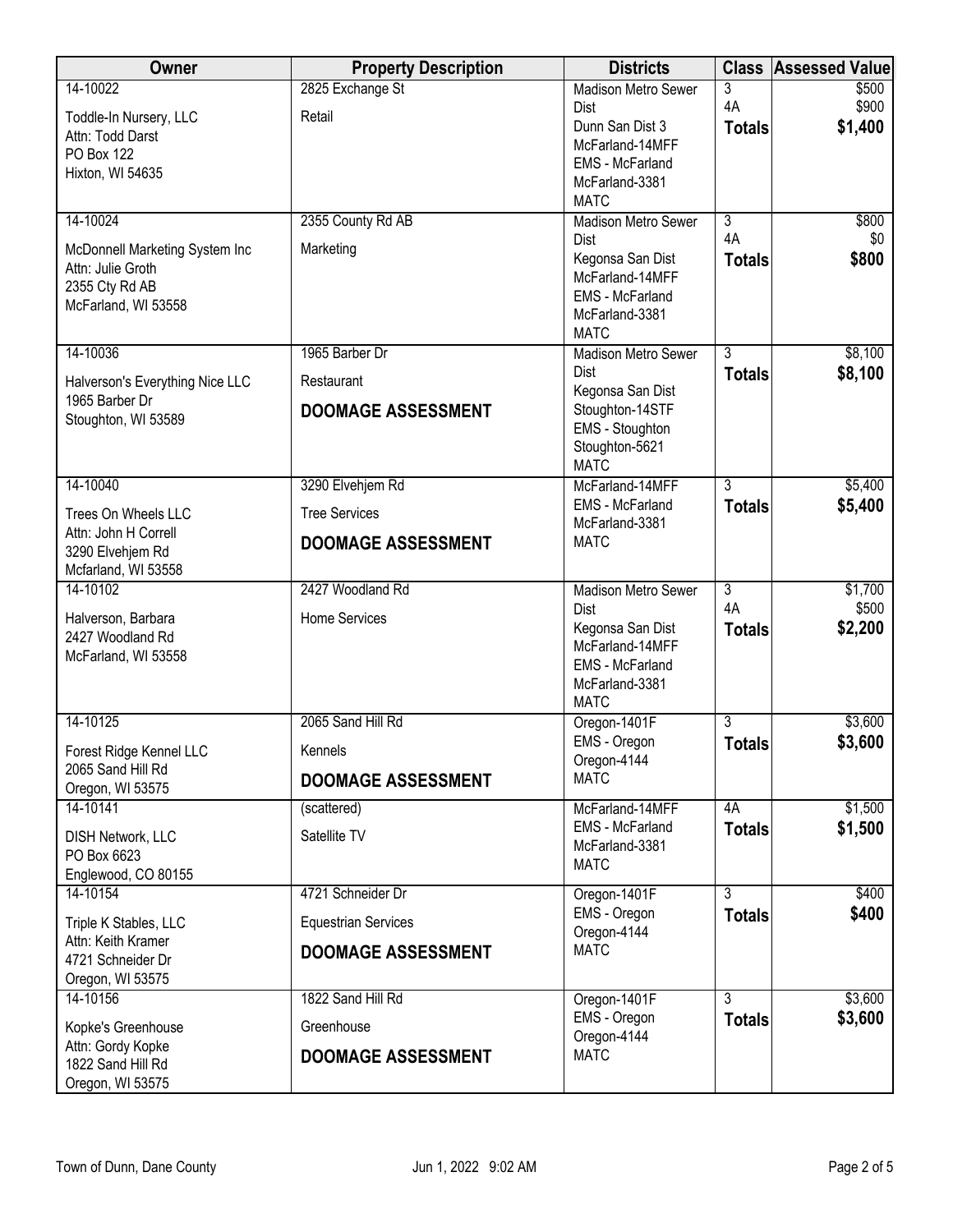| Owner | Property Description | Districts | Class | Assessed Value |
|---|---|---|---|---|
| 14-10022<br>Toddle-In Nursery, LLC<br>Attn: Todd Darst<br>PO Box 122<br>Hixton, WI 54635 | 2825 Exchange St<br>Retail | Madison Metro Sewer Dist<br>Dunn San Dist 3<br>McFarland-14MFF<br>EMS - McFarland<br>McFarland-3381<br>MATC | 3<br>4A<br>**Totals** | $500<br>$900<br>**$1,400** |
| 14-10024<br>McDonnell Marketing System Inc<br>Attn: Julie Groth<br>2355 Cty Rd AB<br>McFarland, WI 53558 | 2355 County Rd AB<br>Marketing | Madison Metro Sewer Dist<br>Kegonsa San Dist<br>McFarland-14MFF<br>EMS - McFarland<br>McFarland-3381<br>MATC | 3<br>4A<br>**Totals** | $800<br>$0<br>**$800** |
| 14-10036<br>Halverson's Everything Nice LLC<br>1965 Barber Dr<br>Stoughton, WI 53589 | 1965 Barber Dr<br>Restaurant<br>**DOOMAGE ASSESSMENT** | Madison Metro Sewer Dist<br>Kegonsa San Dist<br>Stoughton-14STF<br>EMS - Stoughton<br>Stoughton-5621<br>MATC | 3<br>**Totals** | $8,100<br>**$8,100** |
| 14-10040<br>Trees On Wheels LLC<br>Attn: John H Correll<br>3290 Elvehjem Rd<br>Mcfarland, WI 53558 | 3290 Elvehjem Rd<br>Tree Services<br>**DOOMAGE ASSESSMENT** | McFarland-14MFF<br>EMS - McFarland<br>McFarland-3381<br>MATC | 3<br>**Totals** | $5,400<br>**$5,400** |
| 14-10102<br>Halverson, Barbara<br>2427 Woodland Rd<br>McFarland, WI 53558 | 2427 Woodland Rd<br>Home Services | Madison Metro Sewer Dist<br>Kegonsa San Dist<br>McFarland-14MFF<br>EMS - McFarland<br>McFarland-3381<br>MATC | 3<br>4A<br>**Totals** | $1,700<br>$500<br>**$2,200** |
| 14-10125<br>Forest Ridge Kennel LLC<br>2065 Sand Hill Rd<br>Oregon, WI 53575 | 2065 Sand Hill Rd<br>Kennels<br>**DOOMAGE ASSESSMENT** | Oregon-1401F<br>EMS - Oregon<br>Oregon-4144<br>MATC | 3<br>**Totals** | $3,600<br>**$3,600** |
| 14-10141<br>DISH Network, LLC<br>PO Box 6623<br>Englewood, CO 80155 | (scattered)<br>Satellite TV | McFarland-14MFF<br>EMS - McFarland<br>McFarland-3381<br>MATC | 4A<br>**Totals** | $1,500<br>**$1,500** |
| 14-10154<br>Triple K Stables, LLC<br>Attn: Keith Kramer<br>4721 Schneider Dr<br>Oregon, WI 53575 | 4721 Schneider Dr<br>Equestrian Services<br>**DOOMAGE ASSESSMENT** | Oregon-1401F<br>EMS - Oregon<br>Oregon-4144<br>MATC | 3<br>**Totals** | $400<br>**$400** |
| 14-10156<br>Kopke's Greenhouse<br>Attn: Gordy Kopke<br>1822 Sand Hill Rd<br>Oregon, WI 53575 | 1822 Sand Hill Rd<br>Greenhouse<br>**DOOMAGE ASSESSMENT** | Oregon-1401F<br>EMS - Oregon<br>Oregon-4144<br>MATC | 3<br>**Totals** | $3,600<br>**$3,600** |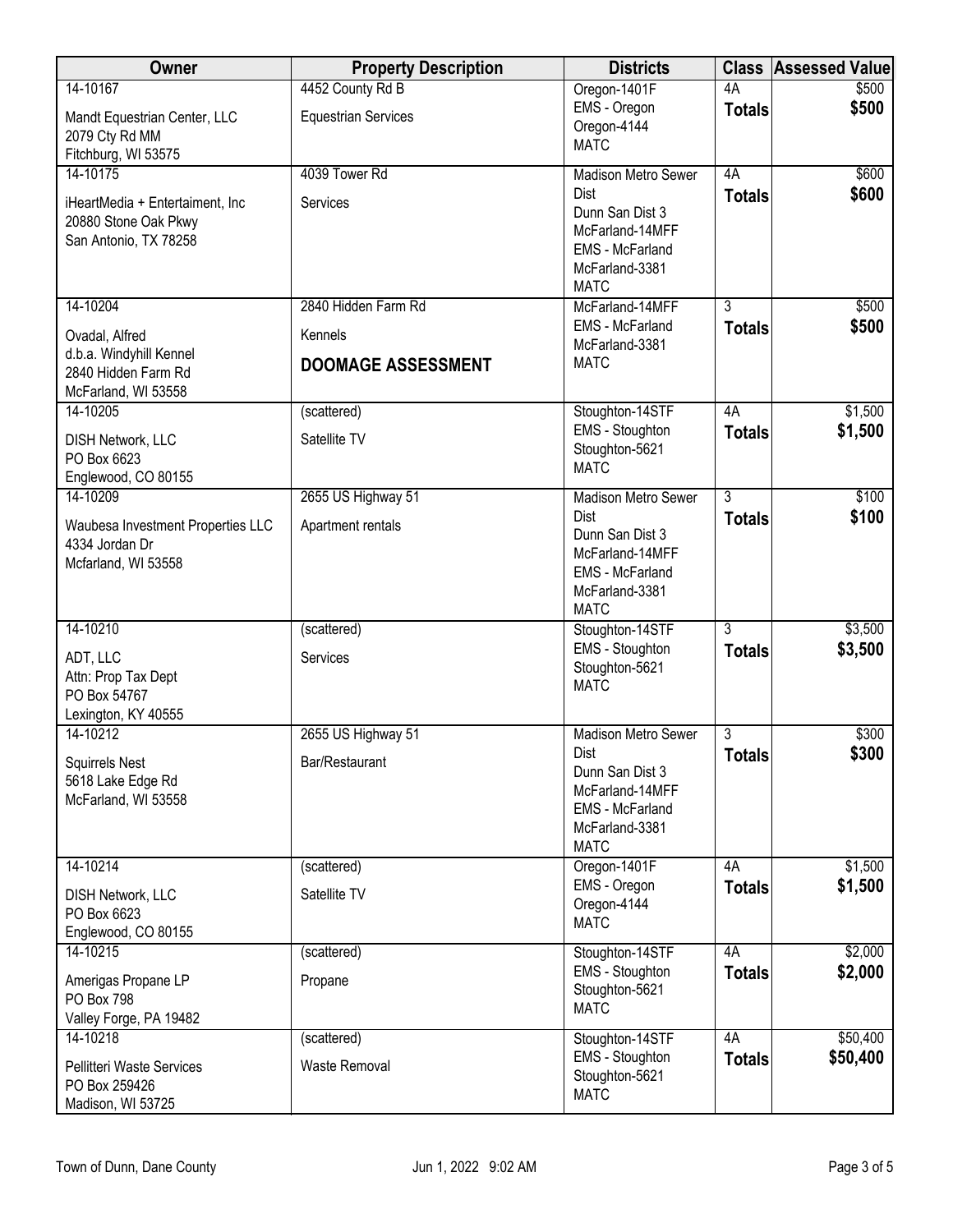| Owner | Property Description | Districts | Class | Assessed Value |
|---|---|---|---|---|
| 14-10167<br>Mandt Equestrian Center, LLC<br>2079 Cty Rd MM<br>Fitchburg, WI 53575 | 4452 County Rd B<br>Equestrian Services | Oregon-1401F<br>EMS - Oregon<br>Oregon-4144<br>MATC | 4A<br>**Totals** | $500<br>**$500** |
| 14-10175<br>iHeartMedia + Entertaiment, Inc<br>20880 Stone Oak Pkwy<br>San Antonio, TX 78258 | 4039 Tower Rd<br>Services | Madison Metro Sewer Dist<br>Dunn San Dist 3<br>McFarland-14MFF<br>EMS - McFarland<br>McFarland-3381<br>MATC | 4A<br>**Totals** | $600<br>**$600** |
| 14-10204<br>Ovadal, Alfred<br>d.b.a. Windyhill Kennel<br>2840 Hidden Farm Rd<br>McFarland, WI 53558 | 2840 Hidden Farm Rd<br>Kennels<br>**DOOMAGE ASSESSMENT** | McFarland-14MFF<br>EMS - McFarland<br>McFarland-3381<br>MATC | 3<br>**Totals** | $500<br>**$500** |
| 14-10205<br>DISH Network, LLC<br>PO Box 6623<br>Englewood, CO 80155 | (scattered)<br>Satellite TV | Stoughton-14STF<br>EMS - Stoughton<br>Stoughton-5621<br>MATC | 4A<br>**Totals** | $1,500<br>**$1,500** |
| 14-10209<br>Waubesa Investment Properties LLC<br>4334 Jordan Dr<br>Mcfarland, WI 53558 | 2655 US Highway 51<br>Apartment rentals | Madison Metro Sewer Dist<br>Dunn San Dist 3<br>McFarland-14MFF<br>EMS - McFarland<br>McFarland-3381<br>MATC | 3<br>**Totals** | $100<br>**$100** |
| 14-10210<br>ADT, LLC<br>Attn: Prop Tax Dept<br>PO Box 54767<br>Lexington, KY 40555 | (scattered)<br>Services | Stoughton-14STF<br>EMS - Stoughton<br>Stoughton-5621<br>MATC | 3<br>**Totals** | $3,500<br>**$3,500** |
| 14-10212<br>Squirrels Nest<br>5618 Lake Edge Rd<br>McFarland, WI 53558 | 2655 US Highway 51<br>Bar/Restaurant | Madison Metro Sewer Dist<br>Dunn San Dist 3<br>McFarland-14MFF<br>EMS - McFarland<br>McFarland-3381<br>MATC | 3<br>**Totals** | $300<br>**$300** |
| 14-10214<br>DISH Network, LLC<br>PO Box 6623<br>Englewood, CO 80155 | (scattered)<br>Satellite TV | Oregon-1401F<br>EMS - Oregon<br>Oregon-4144<br>MATC | 4A<br>**Totals** | $1,500<br>**$1,500** |
| 14-10215<br>Amerigas Propane LP<br>PO Box 798<br>Valley Forge, PA 19482 | (scattered)<br>Propane | Stoughton-14STF<br>EMS - Stoughton<br>Stoughton-5621<br>MATC | 4A<br>**Totals** | $2,000<br>**$2,000** |
| 14-10218<br>Pellitteri Waste Services<br>PO Box 259426<br>Madison, WI 53725 | (scattered)<br>Waste Removal | Stoughton-14STF<br>EMS - Stoughton<br>Stoughton-5621<br>MATC | 4A<br>**Totals** | $50,400<br>**$50,400** |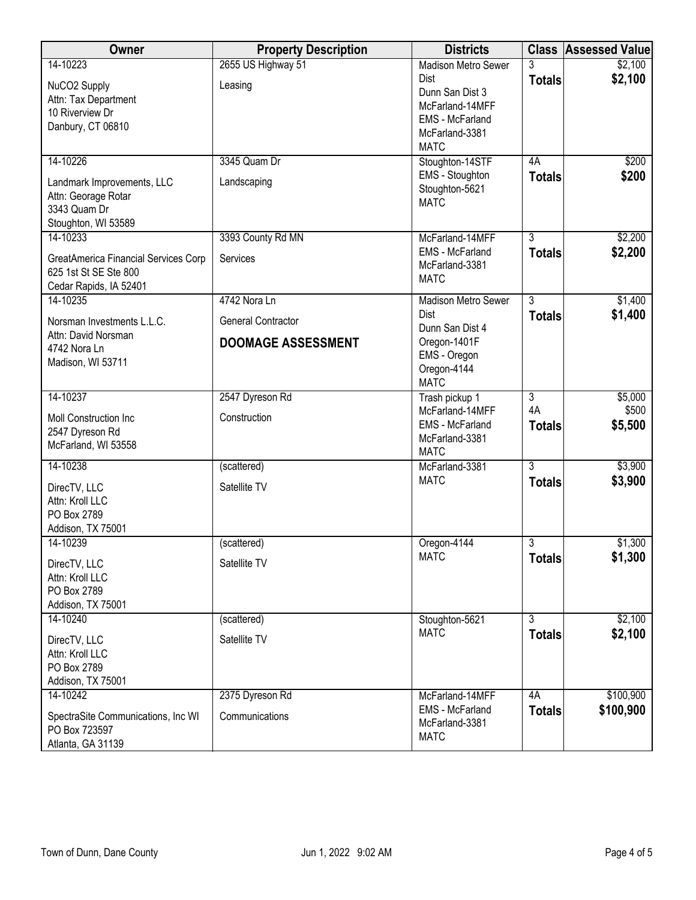| Owner | Property Description | Districts | Class | Assessed Value |
|---|---|---|---|---|
| 14-10223<br>NuCO2 Supply<br>Attn: Tax Department<br>10 Riverview Dr<br>Danbury, CT 06810 | 2655 US Highway 51<br>Leasing | Madison Metro Sewer Dist<br>Dunn San Dist 3<br>McFarland-14MFF<br>EMS - McFarland<br>McFarland-3381<br>MATC | 3<br>**Totals** | $2,100<br>**$2,100** |
| 14-10226<br>Landmark Improvements, LLC<br>Attn: Georage Rotar<br>3343 Quam Dr<br>Stoughton, WI 53589 | 3345 Quam Dr<br>Landscaping | Stoughton-14STF<br>EMS - Stoughton<br>Stoughton-5621<br>MATC | 4A<br>**Totals** | $200<br>**$200** |
| 14-10233<br>GreatAmerica Financial Services Corp<br>625 1st St SE Ste 800<br>Cedar Rapids, IA 52401 | 3393 County Rd MN<br>Services | McFarland-14MFF<br>EMS - McFarland<br>McFarland-3381<br>MATC | 3<br>**Totals** | $2,200<br>**$2,200** |
| 14-10235<br>Norsman Investments L.L.C.<br>Attn: David Norsman<br>4742 Nora Ln<br>Madison, WI 53711 | 4742 Nora Ln<br>General Contractor<br>**DOOMAGE ASSESSMENT** | Madison Metro Sewer Dist<br>Dunn San Dist 4<br>Oregon-1401F<br>EMS - Oregon<br>Oregon-4144<br>MATC | 3<br>**Totals** | $1,400<br>**$1,400** |
| 14-10237<br>Moll Construction Inc<br>2547 Dyreson Rd<br>McFarland, WI 53558 | 2547 Dyreson Rd<br>Construction | Trash pickup 1<br>McFarland-14MFF<br>EMS - McFarland<br>McFarland-3381<br>MATC | 3<br>4A<br>**Totals** | $5,000<br>$500<br>**$5,500** |
| 14-10238<br>DirecTV, LLC<br>Attn: Kroll LLC<br>PO Box 2789<br>Addison, TX 75001 | (scattered)<br>Satellite TV | McFarland-3381<br>MATC | 3<br>**Totals** | $3,900<br>**$3,900** |
| 14-10239<br>DirecTV, LLC<br>Attn: Kroll LLC<br>PO Box 2789<br>Addison, TX 75001 | (scattered)<br>Satellite TV | Oregon-4144<br>MATC | 3<br>**Totals** | $1,300<br>**$1,300** |
| 14-10240<br>DirecTV, LLC<br>Attn: Kroll LLC<br>PO Box 2789<br>Addison, TX 75001 | (scattered)<br>Satellite TV | Stoughton-5621<br>MATC | 3<br>**Totals** | $2,100<br>**$2,100** |
| 14-10242<br>SpectraSite Communications, Inc WI<br>PO Box 723597<br>Atlanta, GA 31139 | 2375 Dyreson Rd<br>Communications | McFarland-14MFF<br>EMS - McFarland<br>McFarland-3381<br>MATC | 4A<br>**Totals** | $100,900<br>**$100,900** |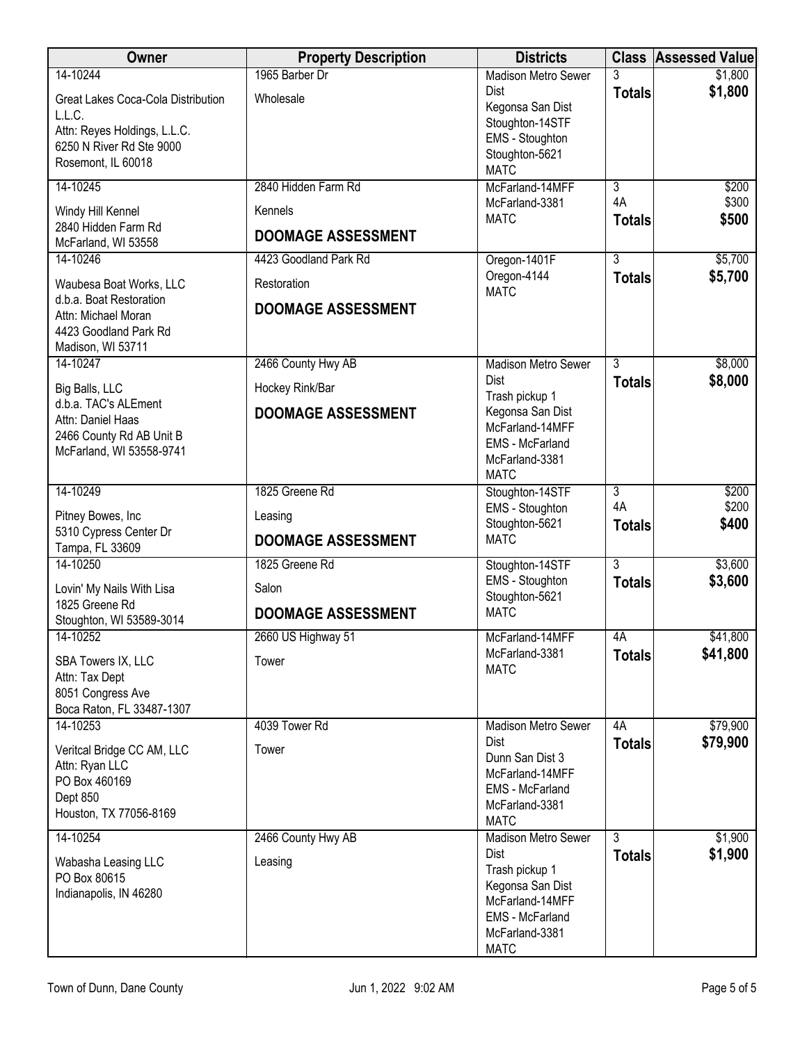| Owner | Property Description | Districts | Class | Assessed Value |
|---|---|---|---|---|
| 14-10244<br>Great Lakes Coca-Cola Distribution L.L.C.<br>Attn: Reyes Holdings, L.L.C.<br>6250 N River Rd Ste 9000<br>Rosemont, IL 60018 | 1965 Barber Dr<br>Wholesale | Madison Metro Sewer Dist<br>Kegonsa San Dist<br>Stoughton-14STF<br>EMS - Stoughton<br>Stoughton-5621<br>MATC | 3<br>**Totals** | $1,800<br>**$1,800** |
| 14-10245<br>Windy Hill Kennel<br>2840 Hidden Farm Rd<br>McFarland, WI 53558 | 2840 Hidden Farm Rd<br>Kennels<br>**DOOMAGE ASSESSMENT** | McFarland-14MFF<br>McFarland-3381<br>MATC | 3<br>4A<br>**Totals** | $200<br>$300<br>**$500** |
| 14-10246<br>Waubesa Boat Works, LLC<br>d.b.a. Boat Restoration<br>Attn: Michael Moran<br>4423 Goodland Park Rd<br>Madison, WI 53711 | 4423 Goodland Park Rd<br>Restoration<br>**DOOMAGE ASSESSMENT** | Oregon-1401F<br>Oregon-4144<br>MATC | 3<br>**Totals** | $5,700<br>**$5,700** |
| 14-10247<br>Big Balls, LLC<br>d.b.a. TAC's ALEment<br>Attn: Daniel Haas<br>2466 County Rd AB Unit B<br>McFarland, WI 53558-9741 | 2466 County Hwy AB<br>Hockey Rink/Bar<br>**DOOMAGE ASSESSMENT** | Madison Metro Sewer Dist<br>Trash pickup 1<br>Kegonsa San Dist<br>McFarland-14MFF<br>EMS - McFarland<br>McFarland-3381<br>MATC | 3<br>**Totals** | $8,000<br>**$8,000** |
| 14-10249<br>Pitney Bowes, Inc<br>5310 Cypress Center Dr<br>Tampa, FL 33609 | 1825 Greene Rd<br>Leasing<br>**DOOMAGE ASSESSMENT** | Stoughton-14STF<br>EMS - Stoughton<br>Stoughton-5621<br>MATC | 3<br>4A<br>**Totals** | $200<br>$200<br>**$400** |
| 14-10250<br>Lovin' My Nails With Lisa<br>1825 Greene Rd<br>Stoughton, WI 53589-3014 | 1825 Greene Rd<br>Salon<br>**DOOMAGE ASSESSMENT** | Stoughton-14STF<br>EMS - Stoughton<br>Stoughton-5621<br>MATC | 3<br>**Totals** | $3,600<br>**$3,600** |
| 14-10252<br>SBA Towers IX, LLC<br>Attn: Tax Dept<br>8051 Congress Ave<br>Boca Raton, FL 33487-1307 | 2660 US Highway 51<br>Tower | McFarland-14MFF<br>McFarland-3381<br>MATC | 4A<br>**Totals** | $41,800<br>**$41,800** |
| 14-10253<br>Veritcal Bridge CC AM, LLC<br>Attn: Ryan LLC<br>PO Box 460169<br>Dept 850<br>Houston, TX 77056-8169 | 4039 Tower Rd<br>Tower | Madison Metro Sewer Dist<br>Dunn San Dist 3<br>McFarland-14MFF<br>EMS - McFarland<br>McFarland-3381<br>MATC | 4A<br>**Totals** | $79,900<br>**$79,900** |
| 14-10254<br>Wabasha Leasing LLC<br>PO Box 80615<br>Indianapolis, IN 46280 | 2466 County Hwy AB<br>Leasing | Madison Metro Sewer Dist<br>Trash pickup 1<br>Kegonsa San Dist<br>McFarland-14MFF<br>EMS - McFarland<br>McFarland-3381<br>MATC | 3<br>**Totals** | $1,900<br>**$1,900** |